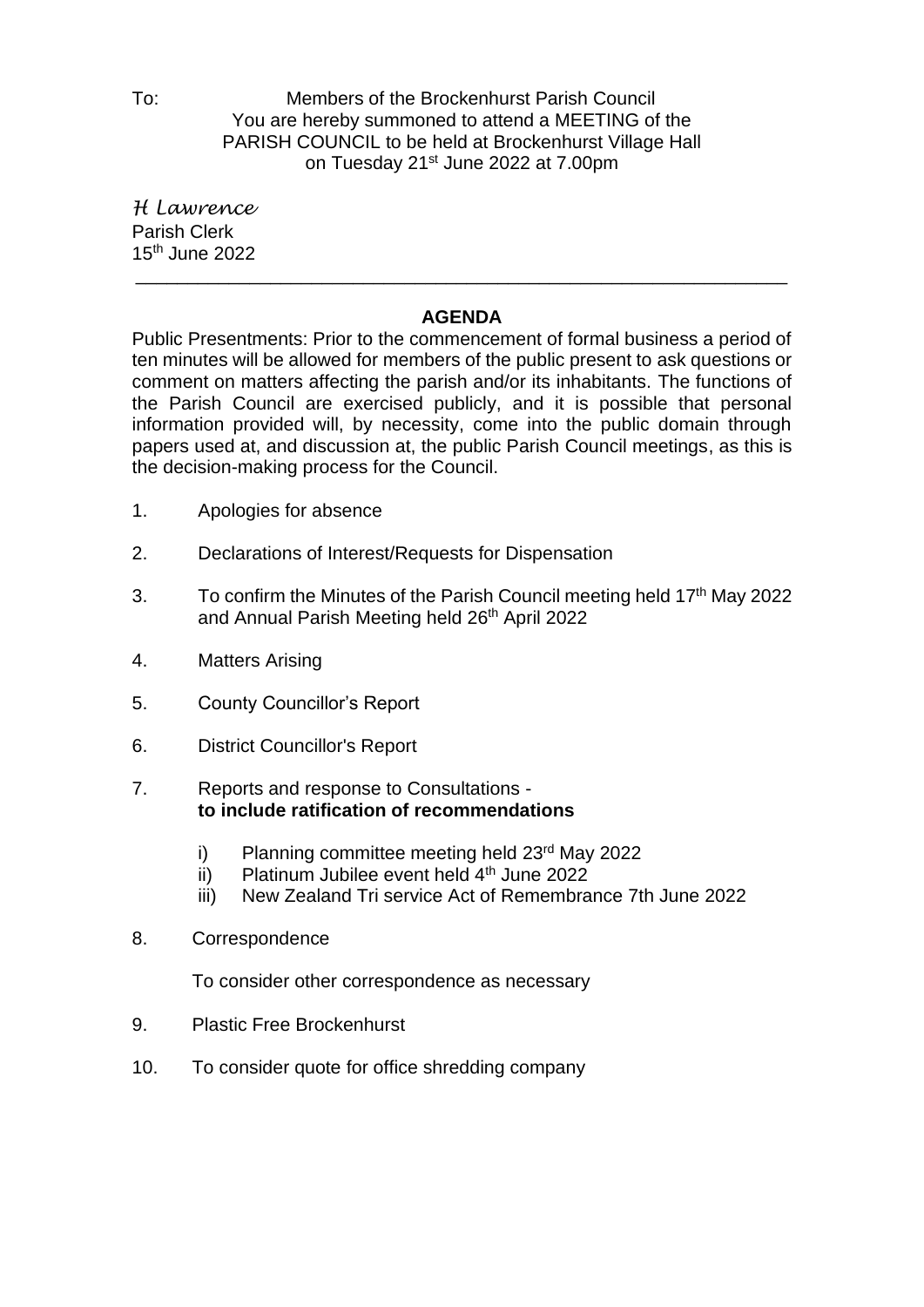To: Members of the Brockenhurst Parish Council
You are hereby summoned to attend a MEETING of the PARISH COUNCIL to be held at Brockenhurst Village Hall on Tuesday 21st June 2022 at 7.00pm

*H Lawrence*
Parish Clerk
15th June 2022

---

## AGENDA

Public Presentments: Prior to the commencement of formal business a period of ten minutes will be allowed for members of the public present to ask questions or comment on matters affecting the parish and/or its inhabitants. The functions of the Parish Council are exercised publicly, and it is possible that personal information provided will, by necessity, come into the public domain through papers used at, and discussion at, the public Parish Council meetings, as this is the decision-making process for the Council.

1. Apologies for absence

2. Declarations of Interest/Requests for Dispensation

3. To confirm the Minutes of the Parish Council meeting held 17th May 2022 and Annual Parish Meeting held 26th April 2022

4. Matters Arising

5. County Councillor's Report

6. District Councillor's Report

7. Reports and response to Consultations - **to include ratification of recommendations**

   i) Planning committee meeting held 23rd May 2022
   ii) Platinum Jubilee event held 4th June 2022
   iii) New Zealand Tri service Act of Remembrance 7th June 2022

8. Correspondence

   To consider other correspondence as necessary

9. Plastic Free Brockenhurst

10. To consider quote for office shredding company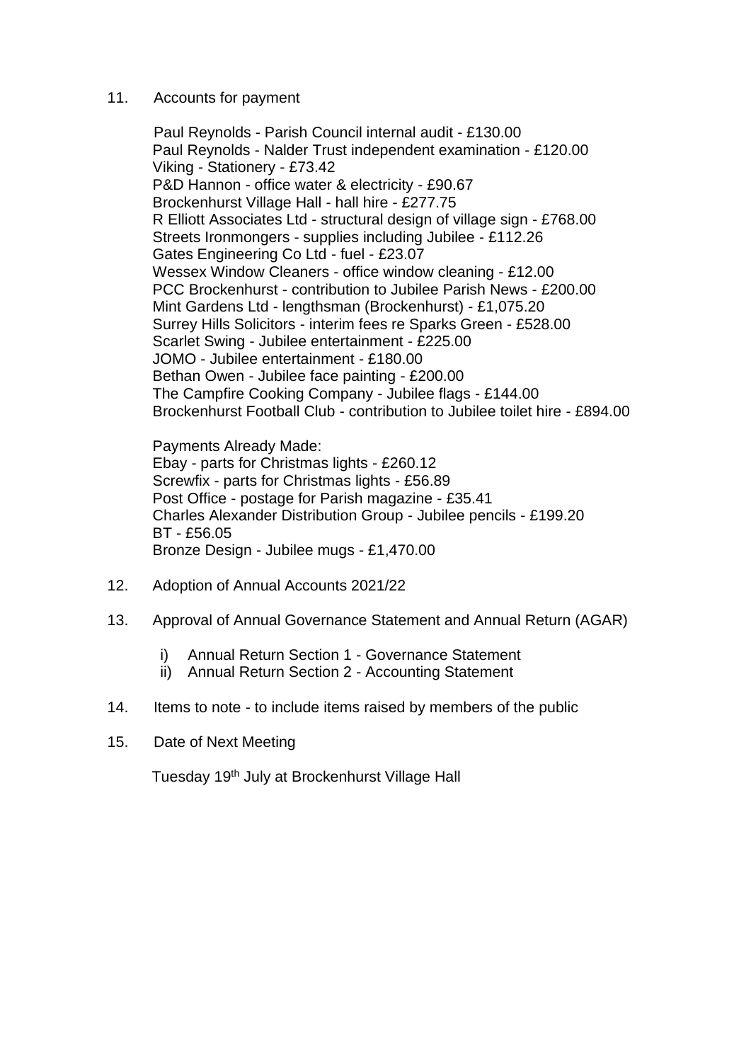11. Accounts for payment

Paul Reynolds - Parish Council internal audit - £130.00
Paul Reynolds - Nalder Trust independent examination - £120.00
Viking - Stationery - £73.42
P&D Hannon - office water & electricity - £90.67
Brockenhurst Village Hall - hall hire - £277.75
R Elliott Associates Ltd - structural design of village sign - £768.00
Streets Ironmongers - supplies including Jubilee - £112.26
Gates Engineering Co Ltd - fuel - £23.07
Wessex Window Cleaners - office window cleaning - £12.00
PCC Brockenhurst - contribution to Jubilee Parish News - £200.00
Mint Gardens Ltd - lengthsman (Brockenhurst) - £1,075.20
Surrey Hills Solicitors - interim fees re Sparks Green - £528.00
Scarlet Swing - Jubilee entertainment - £225.00
JOMO - Jubilee entertainment - £180.00
Bethan Owen - Jubilee face painting - £200.00
The Campfire Cooking Company - Jubilee flags - £144.00
Brockenhurst Football Club - contribution to Jubilee toilet hire - £894.00

Payments Already Made:
Ebay - parts for Christmas lights - £260.12
Screwfix - parts for Christmas lights - £56.89
Post Office - postage for Parish magazine - £35.41
Charles Alexander Distribution Group - Jubilee pencils - £199.20
BT - £56.05
Bronze Design - Jubilee mugs - £1,470.00

12. Adoption of Annual Accounts 2021/22

13. Approval of Annual Governance Statement and Annual Return (AGAR)

   i) Annual Return Section 1 - Governance Statement
   ii) Annual Return Section 2 - Accounting Statement

14. Items to note - to include items raised by members of the public

15. Date of Next Meeting

Tuesday 19th July at Brockenhurst Village Hall